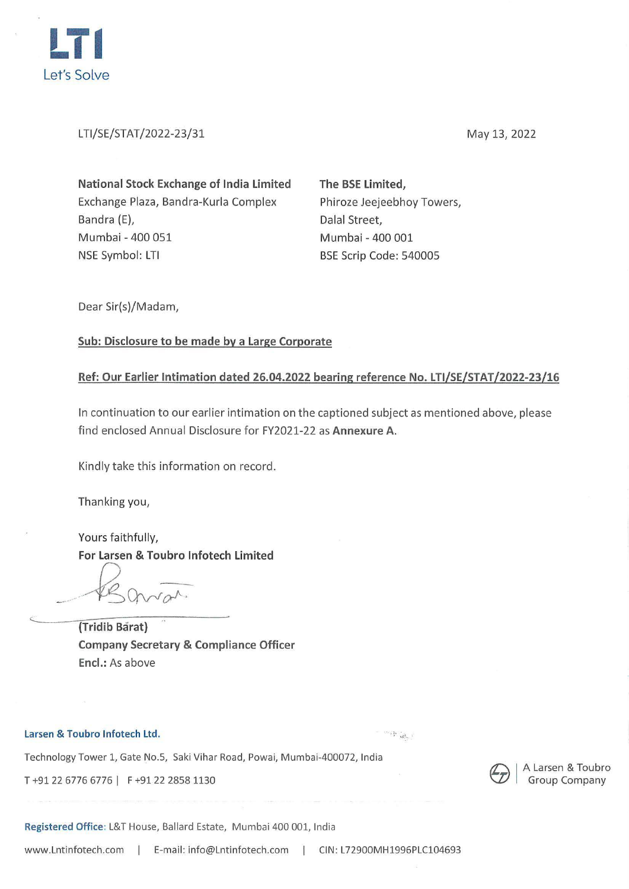LTI

Let's Solve

LTI/SE/STAT/2022-23/31

May 13, 2022

**National Stock Exchange of India Limited**
Exchange Plaza, Bandra-Kurla Complex
Bandra (E),
Mumbai - 400 051
NSE Symbol: LTI

**The BSE Limited,**
Phiroze Jeejeebhoy Towers,
Dalal Street,
Mumbai - 400 001
BSE Scrip Code: 540005

Dear Sir(s)/Madam,

**Sub: Disclosure to be made by a Large Corporate**

**Ref: Our Earlier Intimation dated 26.04.2022 bearing reference No. LTI/SE/STAT/2022-23/16**

In continuation to our earlier intimation on the captioned subject as mentioned above, please find enclosed Annual Disclosure for FY2021-22 as **Annexure A**.

Kindly take this information on record.

Thanking you,

Yours faithfully,
**For Larsen & Toubro Infotech Limited**

**(Tridib Barat)**
**Company Secretary & Compliance Officer**
**Encl.:** As above

**Larsen & Toubro Infotech Ltd.**
Technology Tower 1, Gate No.5, Saki Vihar Road, Powai, Mumbai-400072, India
T +91 22 6776 6776 | F +91 22 2858 1130

A Larsen & Toubro Group Company

**Registered Office:** L&T House, Ballard Estate, Mumbai 400 001, India

www.Lntinfotech.com | E-mail: info@Lntinfotech.com | CIN: L72900MH1996PLC104693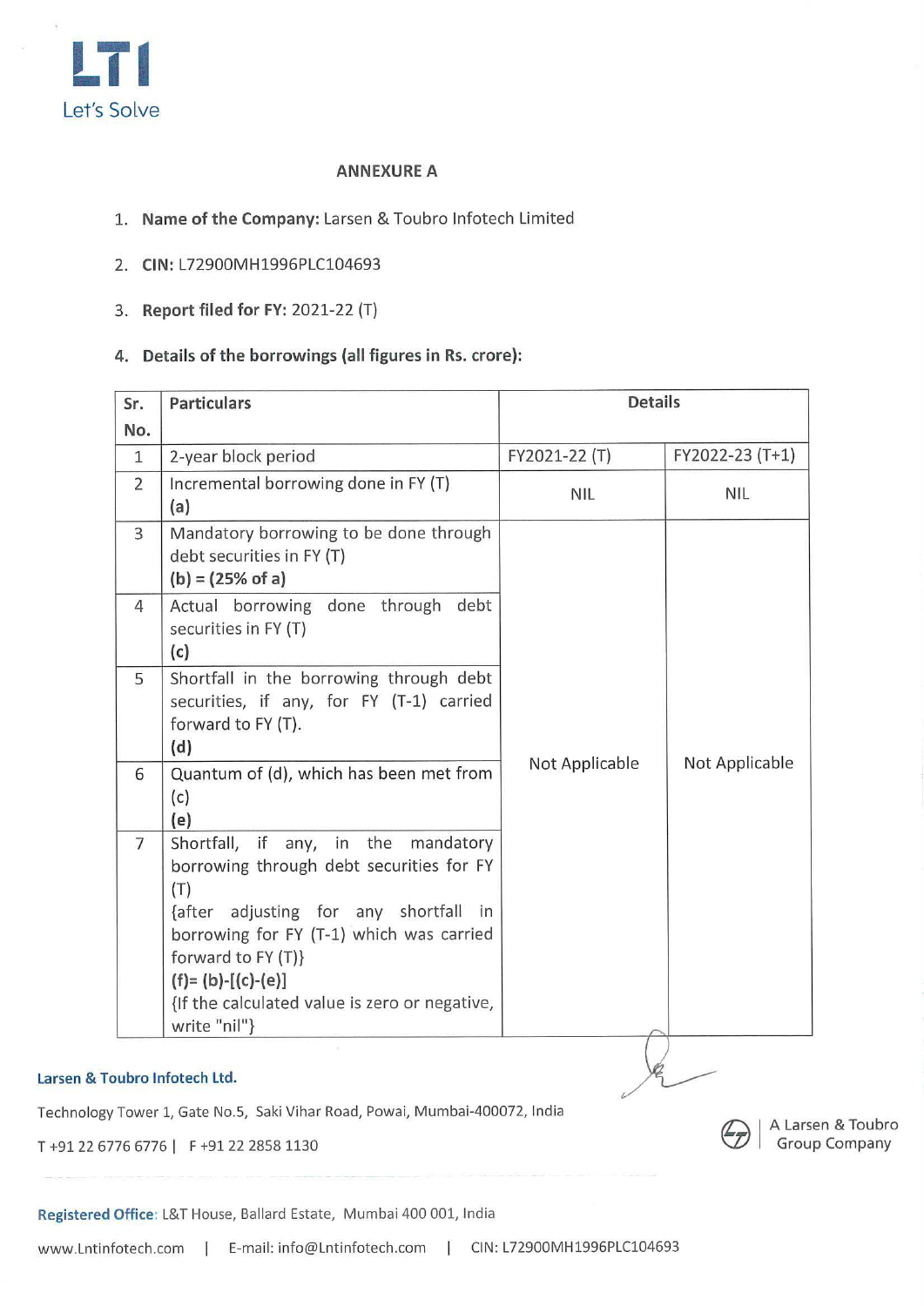LTI
Let's Solve

## ANNEXURE A

1. **Name of the Company:** Larsen & Toubro Infotech Limited
2. **CIN:** L72900MH1996PLC104693
3. **Report filed for FY:** 2021-22 (T)
4. **Details of the borrowings (all figures in Rs. crore):**

| Sr. No. | Particulars | Details | |
|---|---|---|---|
| 1 | 2-year block period | FY2021-22 (T) | FY2022-23 (T+1) |
| 2 | Incremental borrowing done in FY (T) **(a)** | NIL | NIL |
| 3 | Mandatory borrowing to be done through debt securities in FY (T) **(b) = (25% of a)** | Not Applicable | Not Applicable |
| 4 | Actual borrowing done through debt securities in FY (T) **(c)** | | |
| 5 | Shortfall in the borrowing through debt securities, if any, for FY (T-1) carried forward to FY (T). **(d)** | | |
| 6 | Quantum of (d), which has been met from (c) **(e)** | | |
| 7 | Shortfall, if any, in the mandatory borrowing through debt securities for FY (T) {after adjusting for any shortfall in borrowing for FY (T-1) which was carried forward to FY (T)} **(f)= (b)-[(c)-(e)]** {If the calculated value is zero or negative, write "nil"} | | |

**Larsen & Toubro Infotech Ltd.**

Technology Tower 1, Gate No.5, Saki Vihar Road, Powai, Mumbai-400072, India

T +91 22 6776 6776 | F +91 22 2858 1130

A Larsen & Toubro Group Company

**Registered Office:** L&T House, Ballard Estate, Mumbai 400 001, India

www.Lntinfotech.com | E-mail: info@Lntinfotech.com | CIN: L72900MH1996PLC104693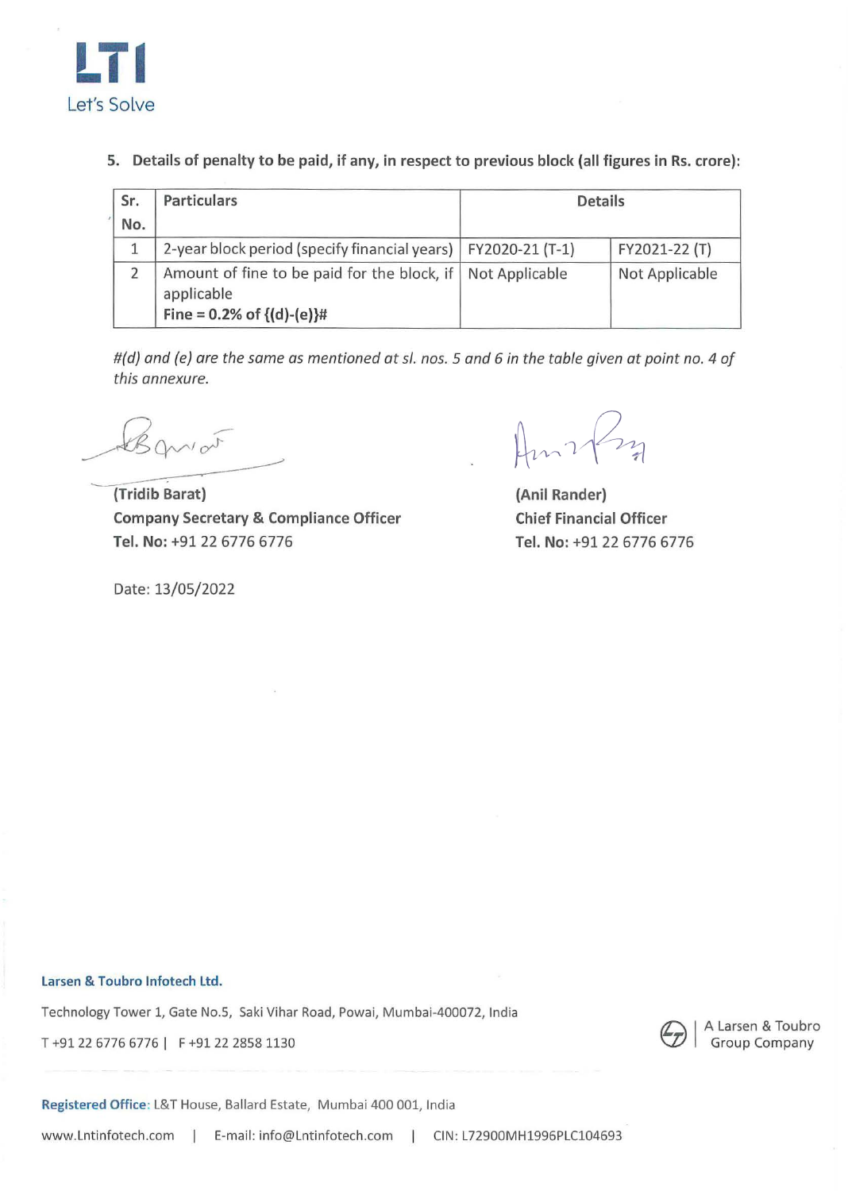5. **Details of penalty to be paid, if any, in respect to previous block (all figures in Rs. crore):**

| Sr. No. | Particulars | Details | |
|---|---|---|---|
| 1 | 2-year block period (specify financial years) | FY2020-21 (T-1) | FY2021-22 (T) |
| 2 | Amount of fine to be paid for the block, if applicable<br>**Fine = 0.2% of {(d)-(e)}#** | Not Applicable | Not Applicable |

*#(d) and (e) are the same as mentioned at sl. nos. 5 and 6 in the table given at point no. 4 of this annexure.*

**(Tridib Barat)**
**Company Secretary & Compliance Officer**
**Tel. No:** +91 22 6776 6776

**(Anil Rander)**
**Chief Financial Officer**
**Tel. No:** +91 22 6776 6776

Date: 13/05/2022

**Larsen & Toubro Infotech Ltd.**

Technology Tower 1, Gate No.5, Saki Vihar Road, Powai, Mumbai-400072, India

T +91 22 6776 6776 | F +91 22 2858 1130

A Larsen & Toubro Group Company

**Registered Office:** L&T House, Ballard Estate, Mumbai 400 001, India

www.Lntinfotech.com | E-mail: info@Lntinfotech.com | CIN: L72900MH1996PLC104693